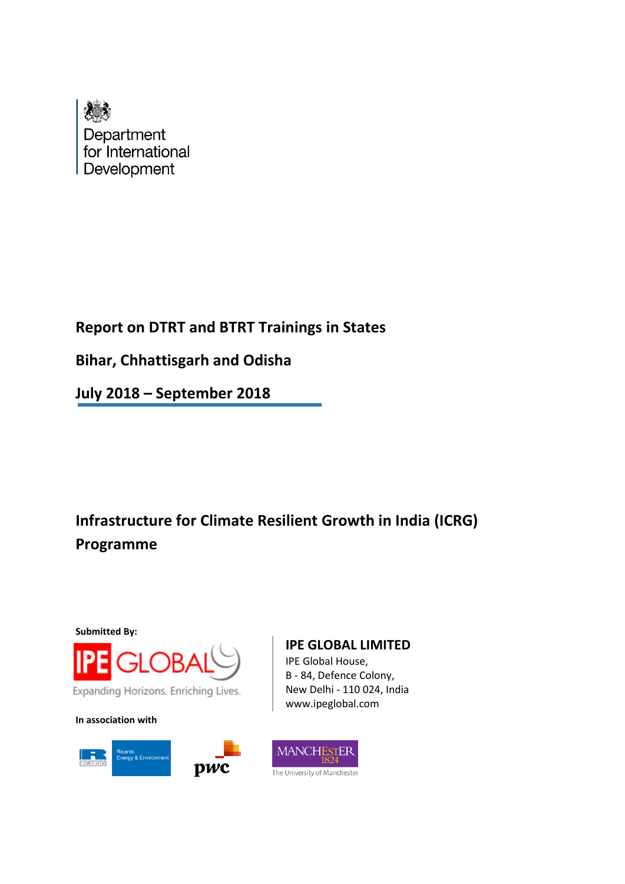Department for International Development

# Report on DTRT and BTRT Trainings in States

## Bihar, Chhattisgarh and Odisha

## July 2018 – September 2018

# Infrastructure for Climate Resilient Growth in India (ICRG) Programme

**Submitted By:**

IPE GLOBAL

Expanding Horizons. Enriching Lives.

**IPE GLOBAL LIMITED**

IPE Global House,
B - 84, Defence Colony,
New Delhi - 110 024, India
www.ipeglobal.com

**In association with**

Ricardo Energy & Environment

pwc

MANCHESTER 1824 The University of Manchester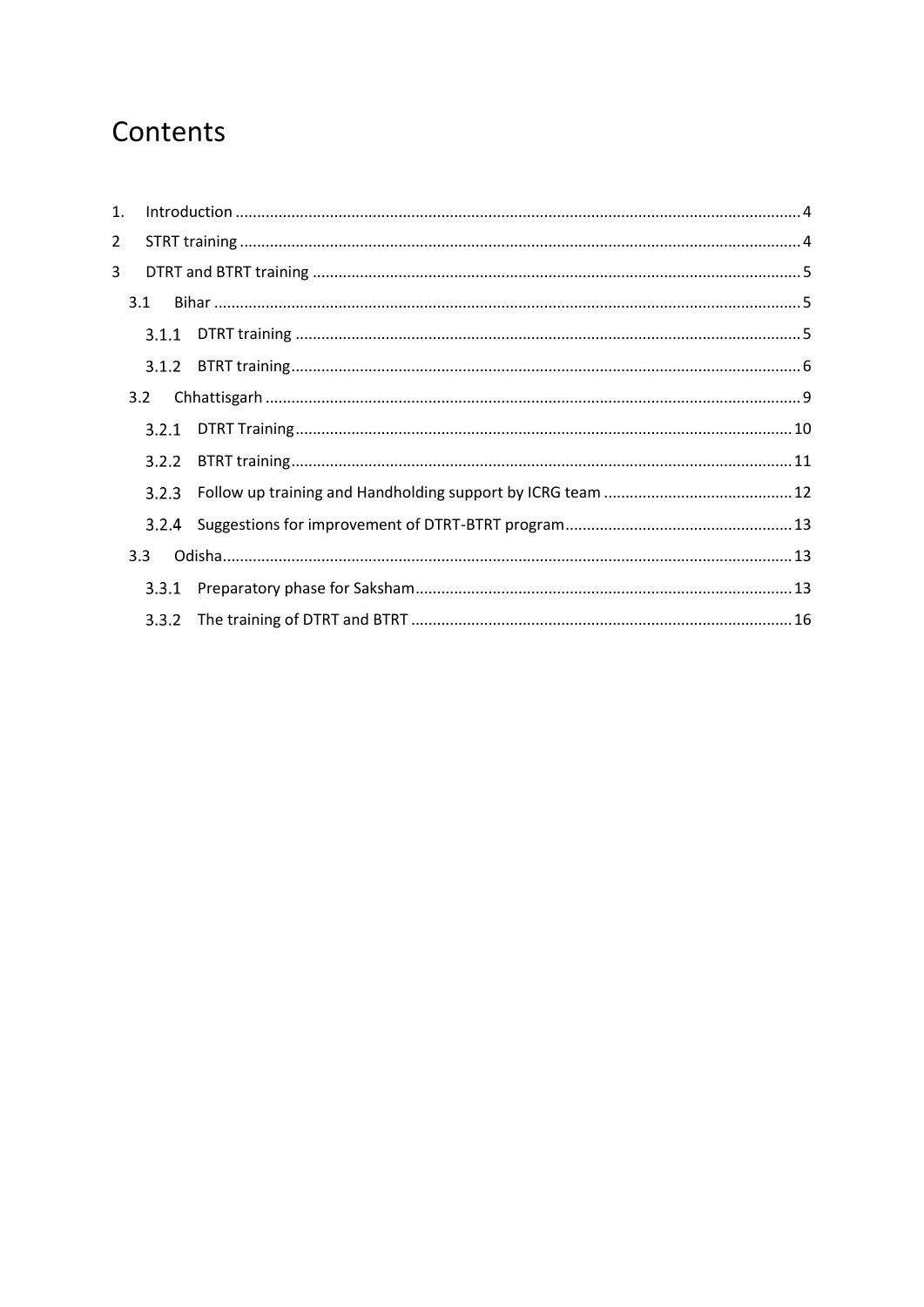# Contents

1. Introduction .......... 4
2 STRT training .......... 4
3 DTRT and BTRT training .......... 5
    3.1 Bihar .......... 5
        3.1.1 DTRT training .......... 5
        3.1.2 BTRT training .......... 6
    3.2 Chhattisgarh .......... 9
        3.2.1 DTRT Training .......... 10
        3.2.2 BTRT training .......... 11
        3.2.3 Follow up training and Handholding support by ICRG team .......... 12
        3.2.4 Suggestions for improvement of DTRT-BTRT program .......... 13
    3.3 Odisha .......... 13
        3.3.1 Preparatory phase for Saksham .......... 13
        3.3.2 The training of DTRT and BTRT .......... 16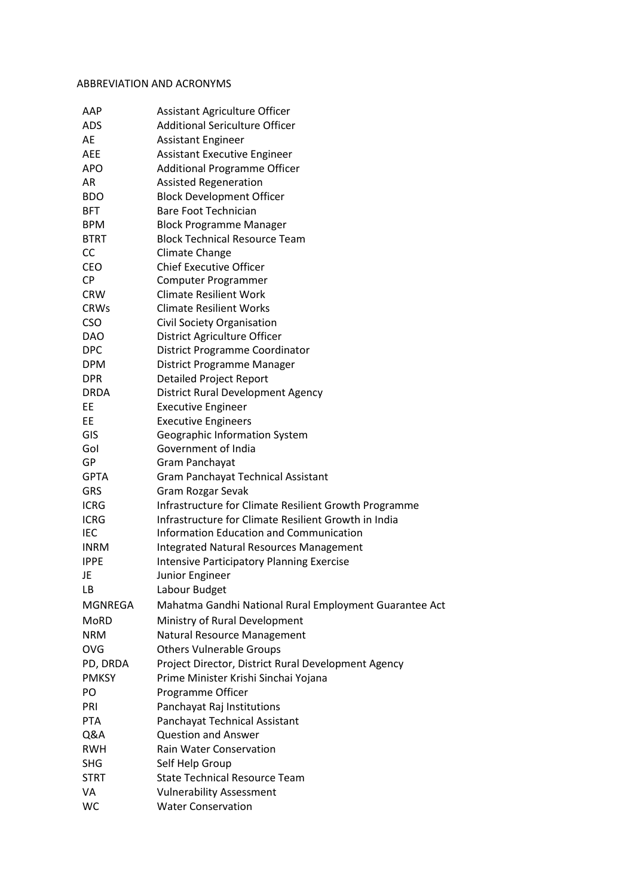ABBREVIATION AND ACRONYMS

| | |
|---|---|
| AAP | Assistant Agriculture Officer |
| ADS | Additional Sericulture Officer |
| AE | Assistant Engineer |
| AEE | Assistant Executive Engineer |
| APO | Additional Programme Officer |
| AR | Assisted Regeneration |
| BDO | Block Development Officer |
| BFT | Bare Foot Technician |
| BPM | Block Programme Manager |
| BTRT | Block Technical Resource Team |
| CC | Climate Change |
| CEO | Chief Executive Officer |
| CP | Computer Programmer |
| CRW | Climate Resilient Work |
| CRWs | Climate Resilient Works |
| CSO | Civil Society Organisation |
| DAO | District Agriculture Officer |
| DPC | District Programme Coordinator |
| DPM | District Programme Manager |
| DPR | Detailed Project Report |
| DRDA | District Rural Development Agency |
| EE | Executive Engineer |
| EE | Executive Engineers |
| GIS | Geographic Information System |
| GoI | Government of India |
| GP | Gram Panchayat |
| GPTA | Gram Panchayat Technical Assistant |
| GRS | Gram Rozgar Sevak |
| ICRG | Infrastructure for Climate Resilient Growth Programme |
| ICRG | Infrastructure for Climate Resilient Growth in India |
| IEC | Information Education and Communication |
| INRM | Integrated Natural Resources Management |
| IPPE | Intensive Participatory Planning Exercise |
| JE | Junior Engineer |
| LB | Labour Budget |
| MGNREGA | Mahatma Gandhi National Rural Employment Guarantee Act |
| MoRD | Ministry of Rural Development |
| NRM | Natural Resource Management |
| OVG | Others Vulnerable Groups |
| PD, DRDA | Project Director, District Rural Development Agency |
| PMKSY | Prime Minister Krishi Sinchai Yojana |
| PO | Programme Officer |
| PRI | Panchayat Raj Institutions |
| PTA | Panchayat Technical Assistant |
| Q&A | Question and Answer |
| RWH | Rain Water Conservation |
| SHG | Self Help Group |
| STRT | State Technical Resource Team |
| VA | Vulnerability Assessment |
| WC | Water Conservation |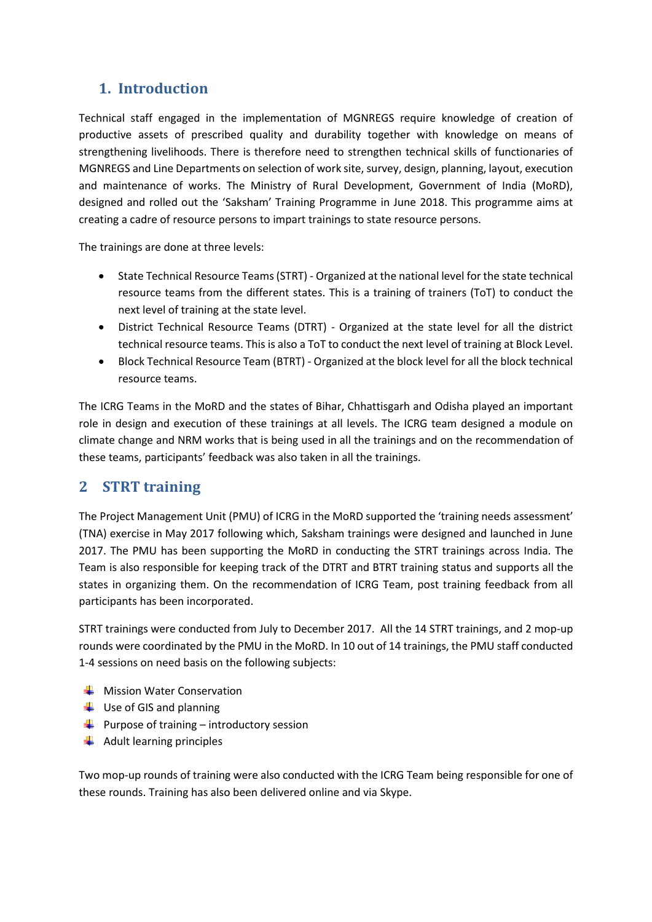## 1. Introduction

Technical staff engaged in the implementation of MGNREGS require knowledge of creation of productive assets of prescribed quality and durability together with knowledge on means of strengthening livelihoods. There is therefore need to strengthen technical skills of functionaries of MGNREGS and Line Departments on selection of work site, survey, design, planning, layout, execution and maintenance of works. The Ministry of Rural Development, Government of India (MoRD), designed and rolled out the 'Saksham' Training Programme in June 2018. This programme aims at creating a cadre of resource persons to impart trainings to state resource persons.

The trainings are done at three levels:

- State Technical Resource Teams (STRT) - Organized at the national level for the state technical resource teams from the different states. This is a training of trainers (ToT) to conduct the next level of training at the state level.
- District Technical Resource Teams (DTRT) - Organized at the state level for all the district technical resource teams. This is also a ToT to conduct the next level of training at Block Level.
- Block Technical Resource Team (BTRT) - Organized at the block level for all the block technical resource teams.

The ICRG Teams in the MoRD and the states of Bihar, Chhattisgarh and Odisha played an important role in design and execution of these trainings at all levels. The ICRG team designed a module on climate change and NRM works that is being used in all the trainings and on the recommendation of these teams, participants' feedback was also taken in all the trainings.

## 2 STRT training

The Project Management Unit (PMU) of ICRG in the MoRD supported the 'training needs assessment' (TNA) exercise in May 2017 following which, Saksham trainings were designed and launched in June 2017. The PMU has been supporting the MoRD in conducting the STRT trainings across India. The Team is also responsible for keeping track of the DTRT and BTRT training status and supports all the states in organizing them. On the recommendation of ICRG Team, post training feedback from all participants has been incorporated.

STRT trainings were conducted from July to December 2017. All the 14 STRT trainings, and 2 mop-up rounds were coordinated by the PMU in the MoRD. In 10 out of 14 trainings, the PMU staff conducted 1-4 sessions on need basis on the following subjects:

- Mission Water Conservation
- Use of GIS and planning
- Purpose of training – introductory session
- Adult learning principles

Two mop-up rounds of training were also conducted with the ICRG Team being responsible for one of these rounds. Training has also been delivered online and via Skype.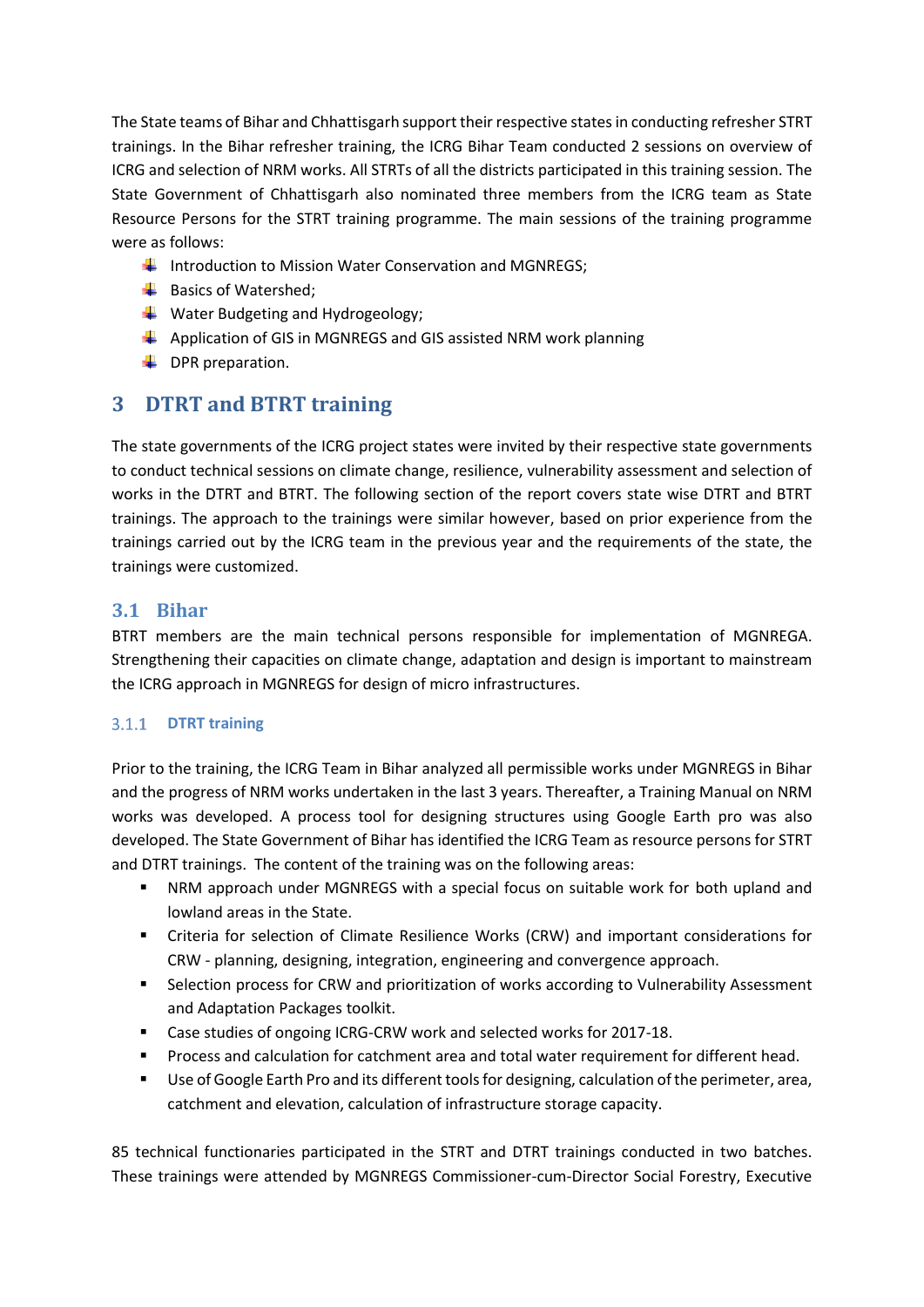The State teams of Bihar and Chhattisgarh support their respective states in conducting refresher STRT trainings. In the Bihar refresher training, the ICRG Bihar Team conducted 2 sessions on overview of ICRG and selection of NRM works. All STRTs of all the districts participated in this training session. The State Government of Chhattisgarh also nominated three members from the ICRG team as State Resource Persons for the STRT training programme. The main sessions of the training programme were as follows:

- Introduction to Mission Water Conservation and MGNREGS;
- Basics of Watershed;
- Water Budgeting and Hydrogeology;
- Application of GIS in MGNREGS and GIS assisted NRM work planning
- DPR preparation.

# 3 DTRT and BTRT training

The state governments of the ICRG project states were invited by their respective state governments to conduct technical sessions on climate change, resilience, vulnerability assessment and selection of works in the DTRT and BTRT. The following section of the report covers state wise DTRT and BTRT trainings. The approach to the trainings were similar however, based on prior experience from the trainings carried out by the ICRG team in the previous year and the requirements of the state, the trainings were customized.

## 3.1 Bihar

BTRT members are the main technical persons responsible for implementation of MGNREGA. Strengthening their capacities on climate change, adaptation and design is important to mainstream the ICRG approach in MGNREGS for design of micro infrastructures.

### 3.1.1 DTRT training

Prior to the training, the ICRG Team in Bihar analyzed all permissible works under MGNREGS in Bihar and the progress of NRM works undertaken in the last 3 years. Thereafter, a Training Manual on NRM works was developed. A process tool for designing structures using Google Earth pro was also developed. The State Government of Bihar has identified the ICRG Team as resource persons for STRT and DTRT trainings. The content of the training was on the following areas:

- NRM approach under MGNREGS with a special focus on suitable work for both upland and lowland areas in the State.
- Criteria for selection of Climate Resilience Works (CRW) and important considerations for CRW - planning, designing, integration, engineering and convergence approach.
- Selection process for CRW and prioritization of works according to Vulnerability Assessment and Adaptation Packages toolkit.
- Case studies of ongoing ICRG-CRW work and selected works for 2017-18.
- Process and calculation for catchment area and total water requirement for different head.
- Use of Google Earth Pro and its different tools for designing, calculation of the perimeter, area, catchment and elevation, calculation of infrastructure storage capacity.

85 technical functionaries participated in the STRT and DTRT trainings conducted in two batches. These trainings were attended by MGNREGS Commissioner-cum-Director Social Forestry, Executive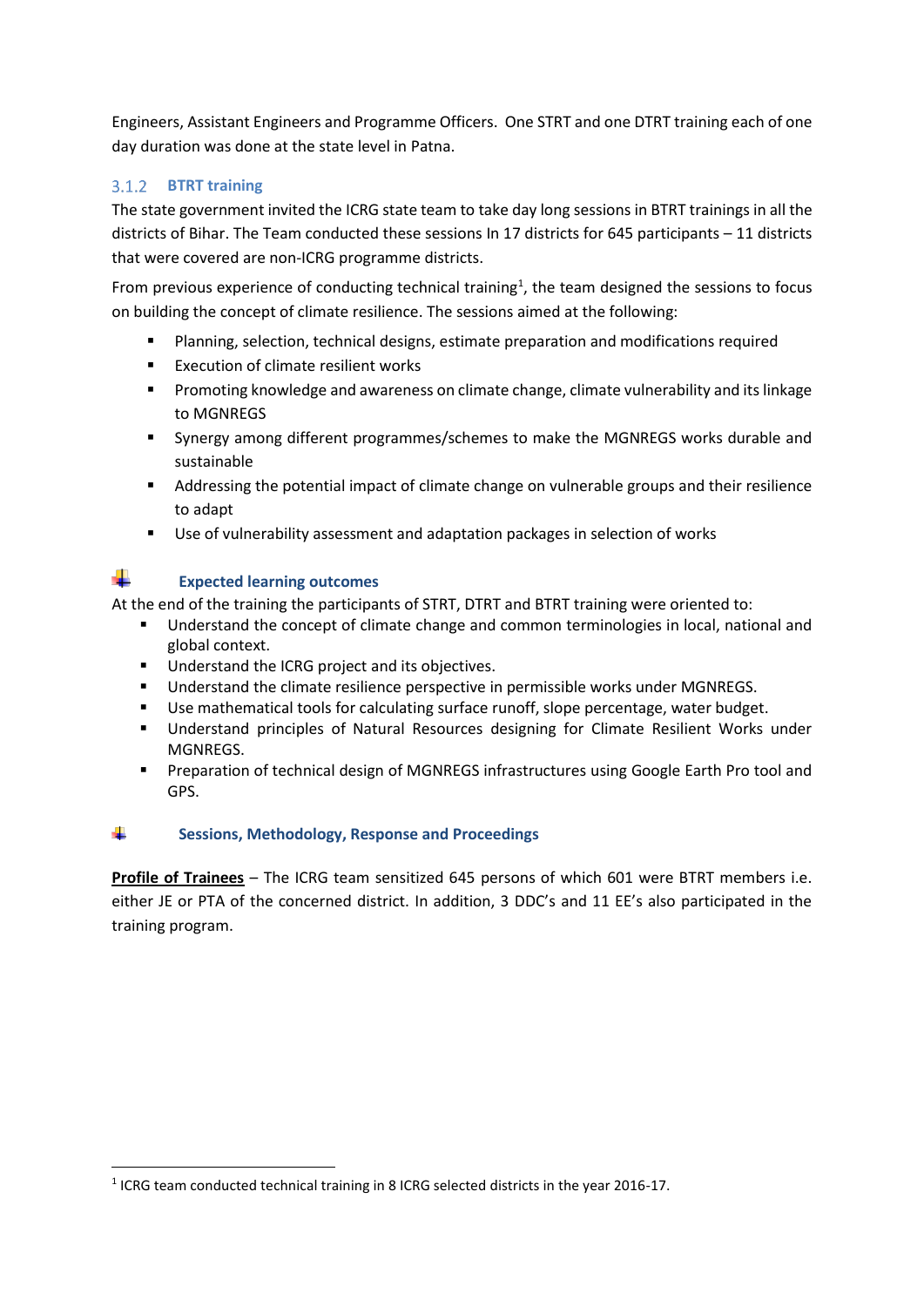Engineers, Assistant Engineers and Programme Officers. One STRT and one DTRT training each of one day duration was done at the state level in Patna.

### 3.1.2 BTRT training

The state government invited the ICRG state team to take day long sessions in BTRT trainings in all the districts of Bihar. The Team conducted these sessions In 17 districts for 645 participants – 11 districts that were covered are non-ICRG programme districts.

From previous experience of conducting technical training[1], the team designed the sessions to focus on building the concept of climate resilience. The sessions aimed at the following:

- Planning, selection, technical designs, estimate preparation and modifications required
- Execution of climate resilient works
- Promoting knowledge and awareness on climate change, climate vulnerability and its linkage to MGNREGS
- Synergy among different programmes/schemes to make the MGNREGS works durable and sustainable
- Addressing the potential impact of climate change on vulnerable groups and their resilience to adapt
- Use of vulnerability assessment and adaptation packages in selection of works

#### Expected learning outcomes

At the end of the training the participants of STRT, DTRT and BTRT training were oriented to:

- Understand the concept of climate change and common terminologies in local, national and global context.
- Understand the ICRG project and its objectives.
- Understand the climate resilience perspective in permissible works under MGNREGS.
- Use mathematical tools for calculating surface runoff, slope percentage, water budget.
- Understand principles of Natural Resources designing for Climate Resilient Works under MGNREGS.
- Preparation of technical design of MGNREGS infrastructures using Google Earth Pro tool and GPS.

#### Sessions, Methodology, Response and Proceedings

**Profile of Trainees** – The ICRG team sensitized 645 persons of which 601 were BTRT members i.e. either JE or PTA of the concerned district. In addition, 3 DDC's and 11 EE's also participated in the training program.

[1] ICRG team conducted technical training in 8 ICRG selected districts in the year 2016-17.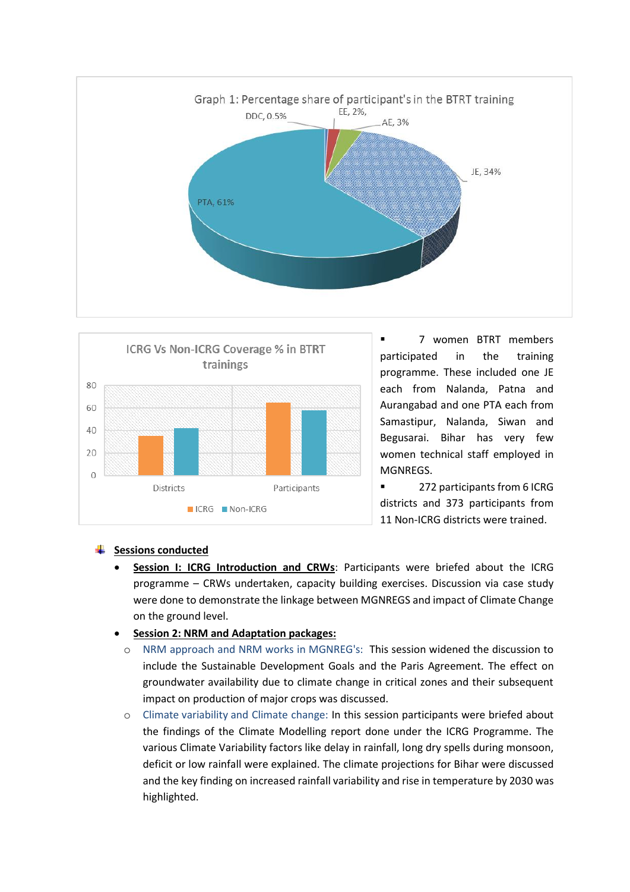Graph 1: Percentage share of participant's in the BTRT training

DDC, 0.5%
EE, 2%,
AE, 3%
JE, 34%
PTA, 61%

ICRG Vs Non-ICRG Coverage % in BTRT trainings

- 7 women BTRT members participated in the training programme. These included one JE each from Nalanda, Patna and Aurangabad and one PTA each from Samastipur, Nalanda, Siwan and Begusarai. Bihar has very few women technical staff employed in MGNREGS.
- 272 participants from 6 ICRG districts and 373 participants from 11 Non-ICRG districts were trained.

## Sessions conducted

- **Session I: ICRG Introduction and CRWs**: Participants were briefed about the ICRG programme – CRWs undertaken, capacity building exercises. Discussion via case study were done to demonstrate the linkage between MGNREGS and impact of Climate Change on the ground level.
- **Session 2: NRM and Adaptation packages:**
  - NRM approach and NRM works in MGNREG's: This session widened the discussion to include the Sustainable Development Goals and the Paris Agreement. The effect on groundwater availability due to climate change in critical zones and their subsequent impact on production of major crops was discussed.
  - Climate variability and Climate change: In this session participants were briefed about the findings of the Climate Modelling report done under the ICRG Programme. The various Climate Variability factors like delay in rainfall, long dry spells during monsoon, deficit or low rainfall were explained. The climate projections for Bihar were discussed and the key finding on increased rainfall variability and rise in temperature by 2030 was highlighted.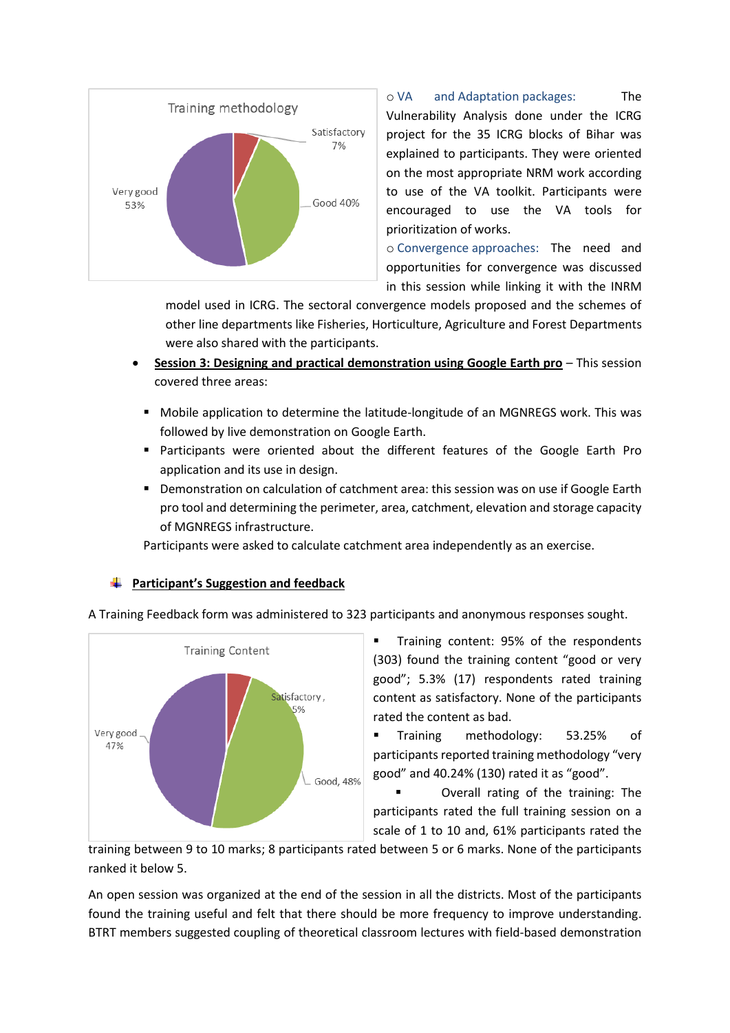o VA and Adaptation packages: The Vulnerability Analysis done under the ICRG project for the 35 ICRG blocks of Bihar was explained to participants. They were oriented on the most appropriate NRM work according to use of the VA toolkit. Participants were encouraged to use the VA tools for prioritization of works.

o Convergence approaches: The need and opportunities for convergence was discussed in this session while linking it with the INRM model used in ICRG. The sectoral convergence models proposed and the schemes of other line departments like Fisheries, Horticulture, Agriculture and Forest Departments were also shared with the participants.

- **Session 3: Designing and practical demonstration using Google Earth pro** – This session covered three areas:
  - Mobile application to determine the latitude-longitude of an MGNREGS work. This was followed by live demonstration on Google Earth.
  - Participants were oriented about the different features of the Google Earth Pro application and its use in design.
  - Demonstration on calculation of catchment area: this session was on use if Google Earth pro tool and determining the perimeter, area, catchment, elevation and storage capacity of MGNREGS infrastructure.

  Participants were asked to calculate catchment area independently as an exercise.

## Participant's Suggestion and feedback

A Training Feedback form was administered to 323 participants and anonymous responses sought.

- Training content: 95% of the respondents (303) found the training content "good or very good"; 5.3% (17) respondents rated training content as satisfactory. None of the participants rated the content as bad.
- Training methodology: 53.25% of participants reported training methodology "very good" and 40.24% (130) rated it as "good".
- Overall rating of the training: The participants rated the full training session on a scale of 1 to 10 and, 61% participants rated the training between 9 to 10 marks; 8 participants rated between 5 or 6 marks. None of the participants ranked it below 5.

An open session was organized at the end of the session in all the districts. Most of the participants found the training useful and felt that there should be more frequency to improve understanding. BTRT members suggested coupling of theoretical classroom lectures with field-based demonstration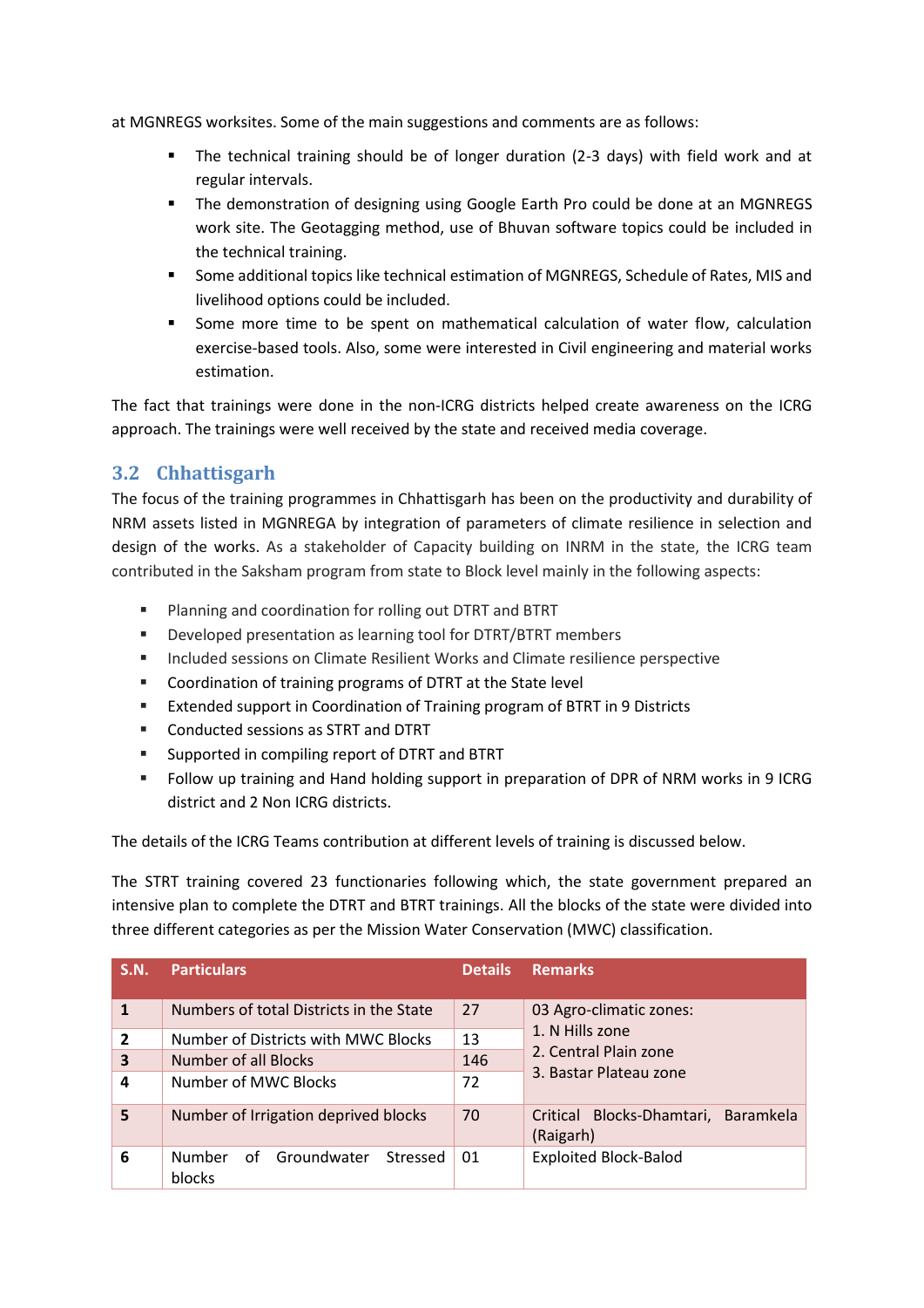at MGNREGS worksites. Some of the main suggestions and comments are as follows:

- The technical training should be of longer duration (2-3 days) with field work and at regular intervals.
- The demonstration of designing using Google Earth Pro could be done at an MGNREGS work site. The Geotagging method, use of Bhuvan software topics could be included in the technical training.
- Some additional topics like technical estimation of MGNREGS, Schedule of Rates, MIS and livelihood options could be included.
- Some more time to be spent on mathematical calculation of water flow, calculation exercise-based tools. Also, some were interested in Civil engineering and material works estimation.

The fact that trainings were done in the non-ICRG districts helped create awareness on the ICRG approach. The trainings were well received by the state and received media coverage.

## 3.2 Chhattisgarh

The focus of the training programmes in Chhattisgarh has been on the productivity and durability of NRM assets listed in MGNREGA by integration of parameters of climate resilience in selection and design of the works. As a stakeholder of Capacity building on INRM in the state, the ICRG team contributed in the Saksham program from state to Block level mainly in the following aspects:

- Planning and coordination for rolling out DTRT and BTRT
- Developed presentation as learning tool for DTRT/BTRT members
- Included sessions on Climate Resilient Works and Climate resilience perspective
- Coordination of training programs of DTRT at the State level
- Extended support in Coordination of Training program of BTRT in 9 Districts
- Conducted sessions as STRT and DTRT
- Supported in compiling report of DTRT and BTRT
- Follow up training and Hand holding support in preparation of DPR of NRM works in 9 ICRG district and 2 Non ICRG districts.

The details of the ICRG Teams contribution at different levels of training is discussed below.

The STRT training covered 23 functionaries following which, the state government prepared an intensive plan to complete the DTRT and BTRT trainings. All the blocks of the state were divided into three different categories as per the Mission Water Conservation (MWC) classification.

| S.N. | Particulars | Details | Remarks |
|---|---|---|---|
| 1 | Numbers of total Districts in the State | 27 | 03 Agro-climatic zones: 1. N Hills zone 2. Central Plain zone 3. Bastar Plateau zone |
| 2 | Number of Districts with MWC Blocks | 13 | |
| 3 | Number of all Blocks | 146 | |
| 4 | Number of MWC Blocks | 72 | |
| 5 | Number of Irrigation deprived blocks | 70 | Critical Blocks-Dhamtari, Baramkela (Raigarh) |
| 6 | Number of Groundwater Stressed blocks | 01 | Exploited Block-Balod |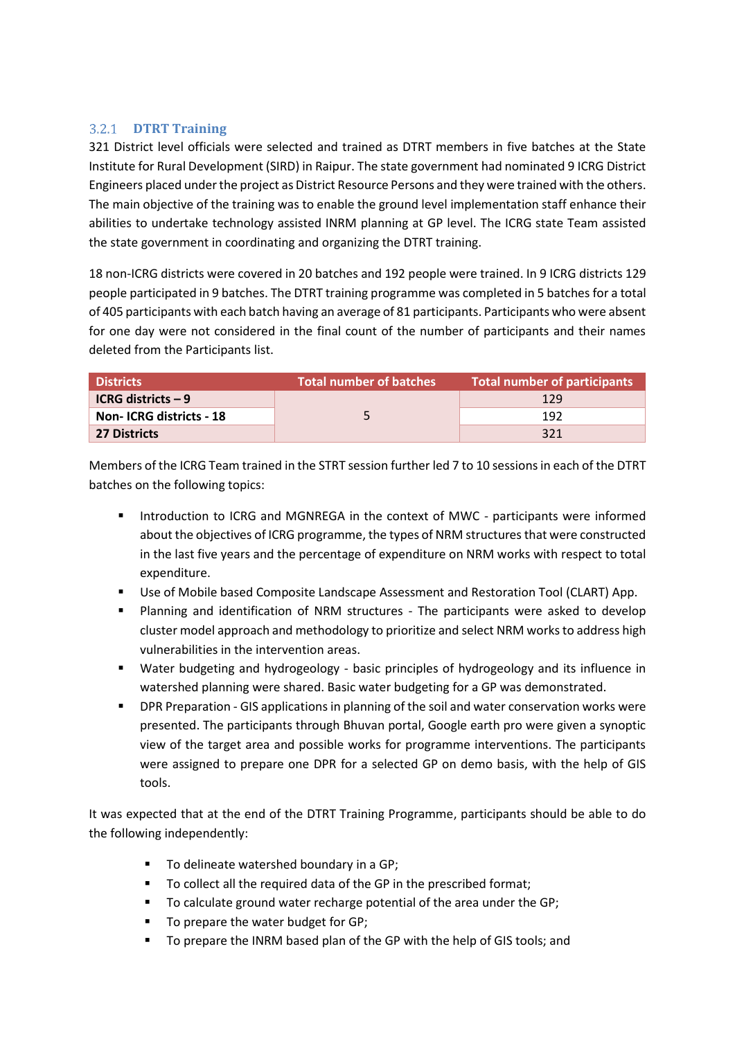### 3.2.1 DTRT Training

321 District level officials were selected and trained as DTRT members in five batches at the State Institute for Rural Development (SIRD) in Raipur. The state government had nominated 9 ICRG District Engineers placed under the project as District Resource Persons and they were trained with the others. The main objective of the training was to enable the ground level implementation staff enhance their abilities to undertake technology assisted INRM planning at GP level. The ICRG state Team assisted the state government in coordinating and organizing the DTRT training.

18 non-ICRG districts were covered in 20 batches and 192 people were trained. In 9 ICRG districts 129 people participated in 9 batches. The DTRT training programme was completed in 5 batches for a total of 405 participants with each batch having an average of 81 participants. Participants who were absent for one day were not considered in the final count of the number of participants and their names deleted from the Participants list.

| Districts | Total number of batches | Total number of participants |
|---|---|---|
| **ICRG districts – 9** | 5 | 129 |
| **Non- ICRG districts - 18** | | 192 |
| **27 Districts** | | 321 |

Members of the ICRG Team trained in the STRT session further led 7 to 10 sessions in each of the DTRT batches on the following topics:

- Introduction to ICRG and MGNREGA in the context of MWC - participants were informed about the objectives of ICRG programme, the types of NRM structures that were constructed in the last five years and the percentage of expenditure on NRM works with respect to total expenditure.
- Use of Mobile based Composite Landscape Assessment and Restoration Tool (CLART) App.
- Planning and identification of NRM structures - The participants were asked to develop cluster model approach and methodology to prioritize and select NRM works to address high vulnerabilities in the intervention areas.
- Water budgeting and hydrogeology - basic principles of hydrogeology and its influence in watershed planning were shared. Basic water budgeting for a GP was demonstrated.
- DPR Preparation - GIS applications in planning of the soil and water conservation works were presented. The participants through Bhuvan portal, Google earth pro were given a synoptic view of the target area and possible works for programme interventions. The participants were assigned to prepare one DPR for a selected GP on demo basis, with the help of GIS tools.

It was expected that at the end of the DTRT Training Programme, participants should be able to do the following independently:

- To delineate watershed boundary in a GP;
- To collect all the required data of the GP in the prescribed format;
- To calculate ground water recharge potential of the area under the GP;
- To prepare the water budget for GP;
- To prepare the INRM based plan of the GP with the help of GIS tools; and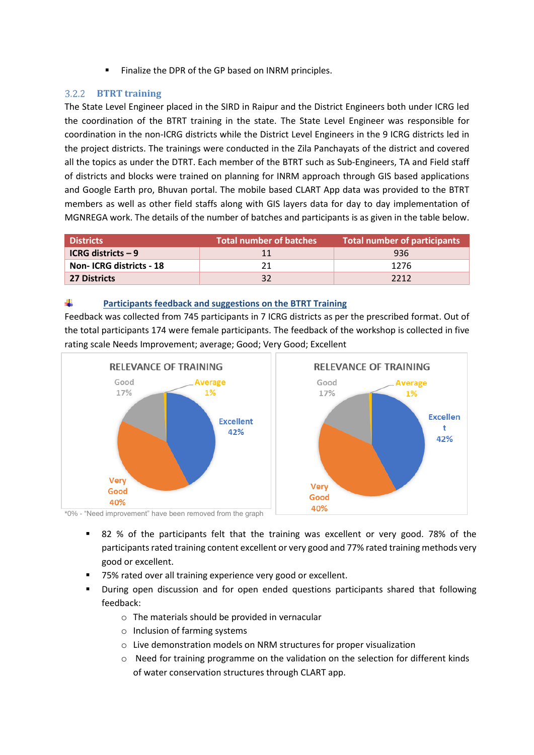- Finalize the DPR of the GP based on INRM principles.

### 3.2.2 BTRT training

The State Level Engineer placed in the SIRD in Raipur and the District Engineers both under ICRG led the coordination of the BTRT training in the state. The State Level Engineer was responsible for coordination in the non-ICRG districts while the District Level Engineers in the 9 ICRG districts led in the project districts. The trainings were conducted in the Zila Panchayats of the district and covered all the topics as under the DTRT. Each member of the BTRT such as Sub-Engineers, TA and Field staff of districts and blocks were trained on planning for INRM approach through GIS based applications and Google Earth pro, Bhuvan portal. The mobile based CLART App data was provided to the BTRT members as well as other field staffs along with GIS layers data for day to day implementation of MGNREGA work. The details of the number of batches and participants is as given in the table below.

| Districts | Total number of batches | Total number of participants |
|---|---|---|
| **ICRG districts – 9** | 11 | 936 |
| **Non- ICRG districts - 18** | 21 | 1276 |
| **27 Districts** | 32 | 2212 |

**Participants feedback and suggestions on the BTRT Training**

Feedback was collected from 745 participants in 7 ICRG districts as per the prescribed format. Out of the total participants 174 were female participants. The feedback of the workshop is collected in five rating scale Needs Improvement; average; Good; Very Good; Excellent

RELEVANCE OF TRAINING: Excellent 42%; Very Good 40%; Good 17%; Average 1%

RELEVANCE OF TRAINING: Excellent 42%; Very Good 40%; Good 17%; Average 1%

*0% - "Need improvement" have been removed from the graph

- 82 % of the participants felt that the training was excellent or very good. 78% of the participants rated training content excellent or very good and 77% rated training methods very good or excellent.
- 75% rated over all training experience very good or excellent.
- During open discussion and for open ended questions participants shared that following feedback:
  - The materials should be provided in vernacular
  - Inclusion of farming systems
  - Live demonstration models on NRM structures for proper visualization
  - Need for training programme on the validation on the selection for different kinds of water conservation structures through CLART app.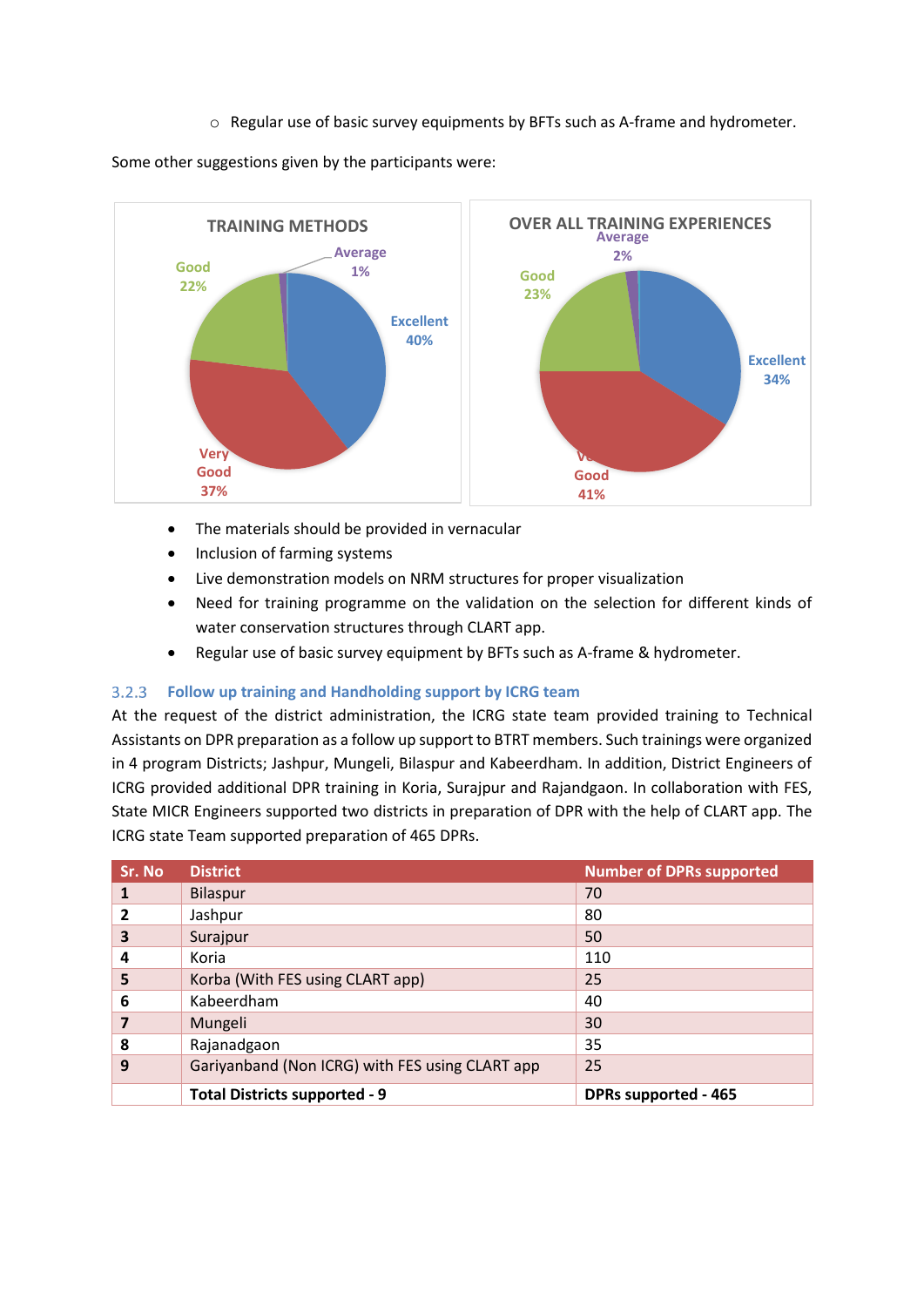- Regular use of basic survey equipments by BFTs such as A-frame and hydrometer.

Some other suggestions given by the participants were:

- The materials should be provided in vernacular
- Inclusion of farming systems
- Live demonstration models on NRM structures for proper visualization
- Need for training programme on the validation on the selection for different kinds of water conservation structures through CLART app.
- Regular use of basic survey equipment by BFTs such as A-frame & hydrometer.

### 3.2.3 Follow up training and Handholding support by ICRG team

At the request of the district administration, the ICRG state team provided training to Technical Assistants on DPR preparation as a follow up support to BTRT members. Such trainings were organized in 4 program Districts; Jashpur, Mungeli, Bilaspur and Kabeerdham. In addition, District Engineers of ICRG provided additional DPR training in Koria, Surajpur and Rajandgaon. In collaboration with FES, State MICR Engineers supported two districts in preparation of DPR with the help of CLART app. The ICRG state Team supported preparation of 465 DPRs.

| Sr. No | District | Number of DPRs supported |
|---|---|---|
| 1 | Bilaspur | 70 |
| 2 | Jashpur | 80 |
| 3 | Surajpur | 50 |
| 4 | Koria | 110 |
| 5 | Korba (With FES using CLART app) | 25 |
| 6 | Kabeerdham | 40 |
| 7 | Mungeli | 30 |
| 8 | Rajanadgaon | 35 |
| 9 | Gariyanband (Non ICRG) with FES using CLART app | 25 |
| | **Total Districts supported - 9** | **DPRs supported - 465** |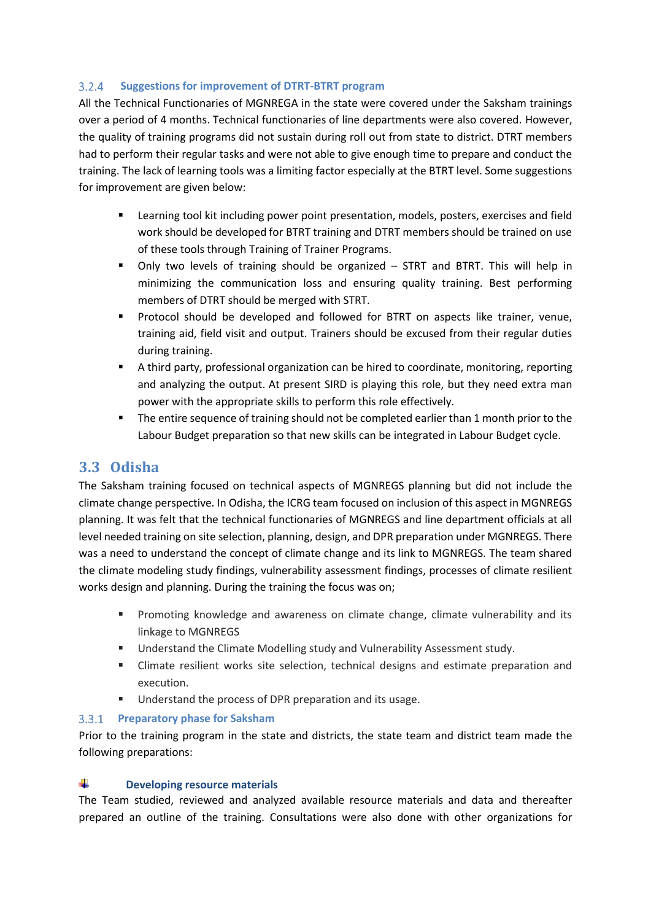### 3.2.4 Suggestions for improvement of DTRT-BTRT program

All the Technical Functionaries of MGNREGA in the state were covered under the Saksham trainings over a period of 4 months. Technical functionaries of line departments were also covered. However, the quality of training programs did not sustain during roll out from state to district. DTRT members had to perform their regular tasks and were not able to give enough time to prepare and conduct the training. The lack of learning tools was a limiting factor especially at the BTRT level. Some suggestions for improvement are given below:

- Learning tool kit including power point presentation, models, posters, exercises and field work should be developed for BTRT training and DTRT members should be trained on use of these tools through Training of Trainer Programs.
- Only two levels of training should be organized – STRT and BTRT. This will help in minimizing the communication loss and ensuring quality training. Best performing members of DTRT should be merged with STRT.
- Protocol should be developed and followed for BTRT on aspects like trainer, venue, training aid, field visit and output. Trainers should be excused from their regular duties during training.
- A third party, professional organization can be hired to coordinate, monitoring, reporting and analyzing the output. At present SIRD is playing this role, but they need extra man power with the appropriate skills to perform this role effectively.
- The entire sequence of training should not be completed earlier than 1 month prior to the Labour Budget preparation so that new skills can be integrated in Labour Budget cycle.

## 3.3 Odisha

The Saksham training focused on technical aspects of MGNREGS planning but did not include the climate change perspective. In Odisha, the ICRG team focused on inclusion of this aspect in MGNREGS planning. It was felt that the technical functionaries of MGNREGS and line department officials at all level needed training on site selection, planning, design, and DPR preparation under MGNREGS. There was a need to understand the concept of climate change and its link to MGNREGS. The team shared the climate modeling study findings, vulnerability assessment findings, processes of climate resilient works design and planning. During the training the focus was on;

- Promoting knowledge and awareness on climate change, climate vulnerability and its linkage to MGNREGS
- Understand the Climate Modelling study and Vulnerability Assessment study.
- Climate resilient works site selection, technical designs and estimate preparation and execution.
- Understand the process of DPR preparation and its usage.

### 3.3.1 Preparatory phase for Saksham

Prior to the training program in the state and districts, the state team and district team made the following preparations:

**Developing resource materials**

The Team studied, reviewed and analyzed available resource materials and data and thereafter prepared an outline of the training. Consultations were also done with other organizations for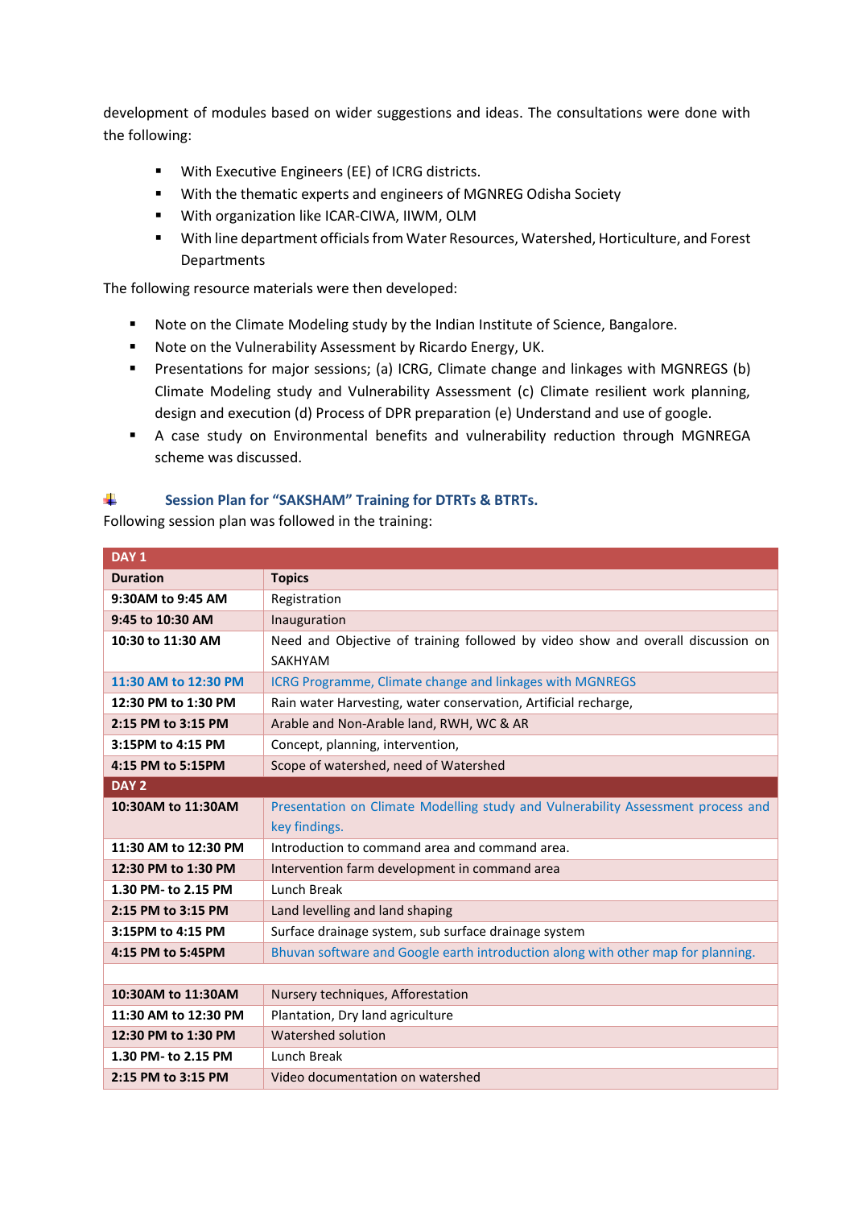development of modules based on wider suggestions and ideas. The consultations were done with the following:

- With Executive Engineers (EE) of ICRG districts.
- With the thematic experts and engineers of MGNREG Odisha Society
- With organization like ICAR-CIWA, IIWM, OLM
- With line department officials from Water Resources, Watershed, Horticulture, and Forest Departments

The following resource materials were then developed:

- Note on the Climate Modeling study by the Indian Institute of Science, Bangalore.
- Note on the Vulnerability Assessment by Ricardo Energy, UK.
- Presentations for major sessions; (a) ICRG, Climate change and linkages with MGNREGS (b) Climate Modeling study and Vulnerability Assessment (c) Climate resilient work planning, design and execution (d) Process of DPR preparation (e) Understand and use of google.
- A case study on Environmental benefits and vulnerability reduction through MGNREGA scheme was discussed.

### Session Plan for "SAKSHAM" Training for DTRTs & BTRTs.

Following session plan was followed in the training:

| DAY 1 | |
|---|---|
| **Duration** | **Topics** |
| **9:30AM to 9:45 AM** | Registration |
| **9:45 to 10:30 AM** | Inauguration |
| **10:30 to 11:30 AM** | Need and Objective of training followed by video show and overall discussion on SAKHYAM |
| **11:30 AM to 12:30 PM** | ICRG Programme, Climate change and linkages with MGNREGS |
| **12:30 PM to 1:30 PM** | Rain water Harvesting, water conservation, Artificial recharge, |
| **2:15 PM to 3:15 PM** | Arable and Non-Arable land, RWH, WC & AR |
| **3:15PM to 4:15 PM** | Concept, planning, intervention, |
| **4:15 PM to 5:15PM** | Scope of watershed, need of Watershed |
| **DAY 2** | |
| **10:30AM to 11:30AM** | Presentation on Climate Modelling study and Vulnerability Assessment process and key findings. |
| **11:30 AM to 12:30 PM** | Introduction to command area and command area. |
| **12:30 PM to 1:30 PM** | Intervention farm development in command area |
| **1.30 PM- to 2.15 PM** | Lunch Break |
| **2:15 PM to 3:15 PM** | Land levelling and land shaping |
| **3:15PM to 4:15 PM** | Surface drainage system, sub surface drainage system |
| **4:15 PM to 5:45PM** | Bhuvan software and Google earth introduction along with other map for planning. |
| | |
| **10:30AM to 11:30AM** | Nursery techniques, Afforestation |
| **11:30 AM to 12:30 PM** | Plantation, Dry land agriculture |
| **12:30 PM to 1:30 PM** | Watershed solution |
| **1.30 PM- to 2.15 PM** | Lunch Break |
| **2:15 PM to 3:15 PM** | Video documentation on watershed |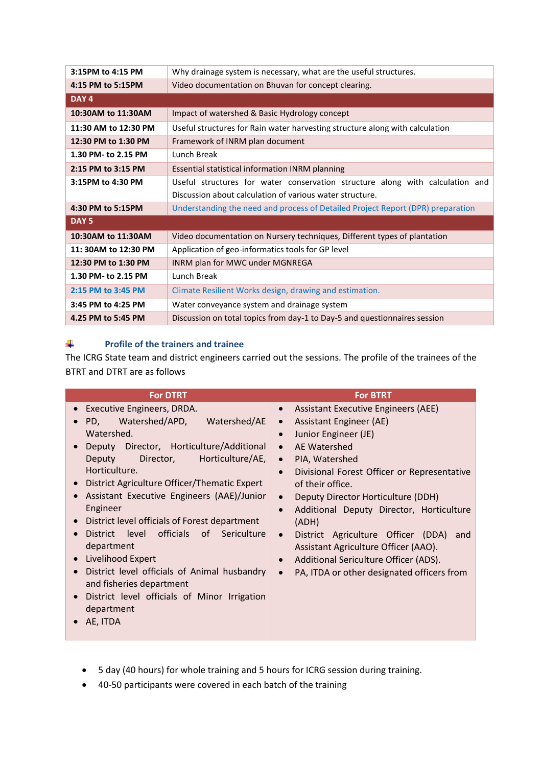| | |
|---|---|
| **3:15PM to 4:15 PM** | Why drainage system is necessary, what are the useful structures. |
| **4:15 PM to 5:15PM** | Video documentation on Bhuvan for concept clearing. |
| **DAY 4** | |
| **10:30AM to 11:30AM** | Impact of watershed & Basic Hydrology concept |
| **11:30 AM to 12:30 PM** | Useful structures for Rain water harvesting structure along with calculation |
| **12:30 PM to 1:30 PM** | Framework of INRM plan document |
| **1.30 PM- to 2.15 PM** | Lunch Break |
| **2:15 PM to 3:15 PM** | Essential statistical information INRM planning |
| **3:15PM to 4:30 PM** | Useful structures for water conservation structure along with calculation and Discussion about calculation of various water structure. |
| **4:30 PM to 5:15PM** | Understanding the need and process of Detailed Project Report (DPR) preparation |
| **DAY 5** | |
| **10:30AM to 11:30AM** | Video documentation on Nursery techniques, Different types of plantation |
| **11: 30AM to 12:30 PM** | Application of geo-informatics tools for GP level |
| **12:30 PM to 1:30 PM** | INRM plan for MWC under MGNREGA |
| **1.30 PM- to 2.15 PM** | Lunch Break |
| **2:15 PM to 3:45 PM** | Climate Resilient Works design, drawing and estimation. |
| **3:45 PM to 4:25 PM** | Water conveyance system and drainage system |
| **4.25 PM to 5:45 PM** | Discussion on total topics from day-1 to Day-5 and questionnaires session |

### Profile of the trainers and trainee

The ICRG State team and district engineers carried out the sessions. The profile of the trainees of the BTRT and DTRT are as follows

| For DTRT | For BTRT |
|---|---|
| • Executive Engineers, DRDA.<br>• PD, Watershed/APD, Watershed/AE Watershed.<br>• Deputy Director, Horticulture/Additional Deputy Director, Horticulture/AE, Horticulture.<br>• District Agriculture Officer/Thematic Expert<br>• Assistant Executive Engineers (AAE)/Junior Engineer<br>• District level officials of Forest department<br>• District level officials of Sericulture department<br>• Livelihood Expert<br>• District level officials of Animal husbandry and fisheries department<br>• District level officials of Minor Irrigation department<br>• AE, ITDA | • Assistant Executive Engineers (AEE)<br>• Assistant Engineer (AE)<br>• Junior Engineer (JE)<br>• AE Watershed<br>• PIA, Watershed<br>• Divisional Forest Officer or Representative of their office.<br>• Deputy Director Horticulture (DDH)<br>• Additional Deputy Director, Horticulture (ADH)<br>• District Agriculture Officer (DDA) and Assistant Agriculture Officer (AAO).<br>• Additional Sericulture Officer (ADS).<br>• PA, ITDA or other designated officers from |

- 5 day (40 hours) for whole training and 5 hours for ICRG session during training.
- 40-50 participants were covered in each batch of the training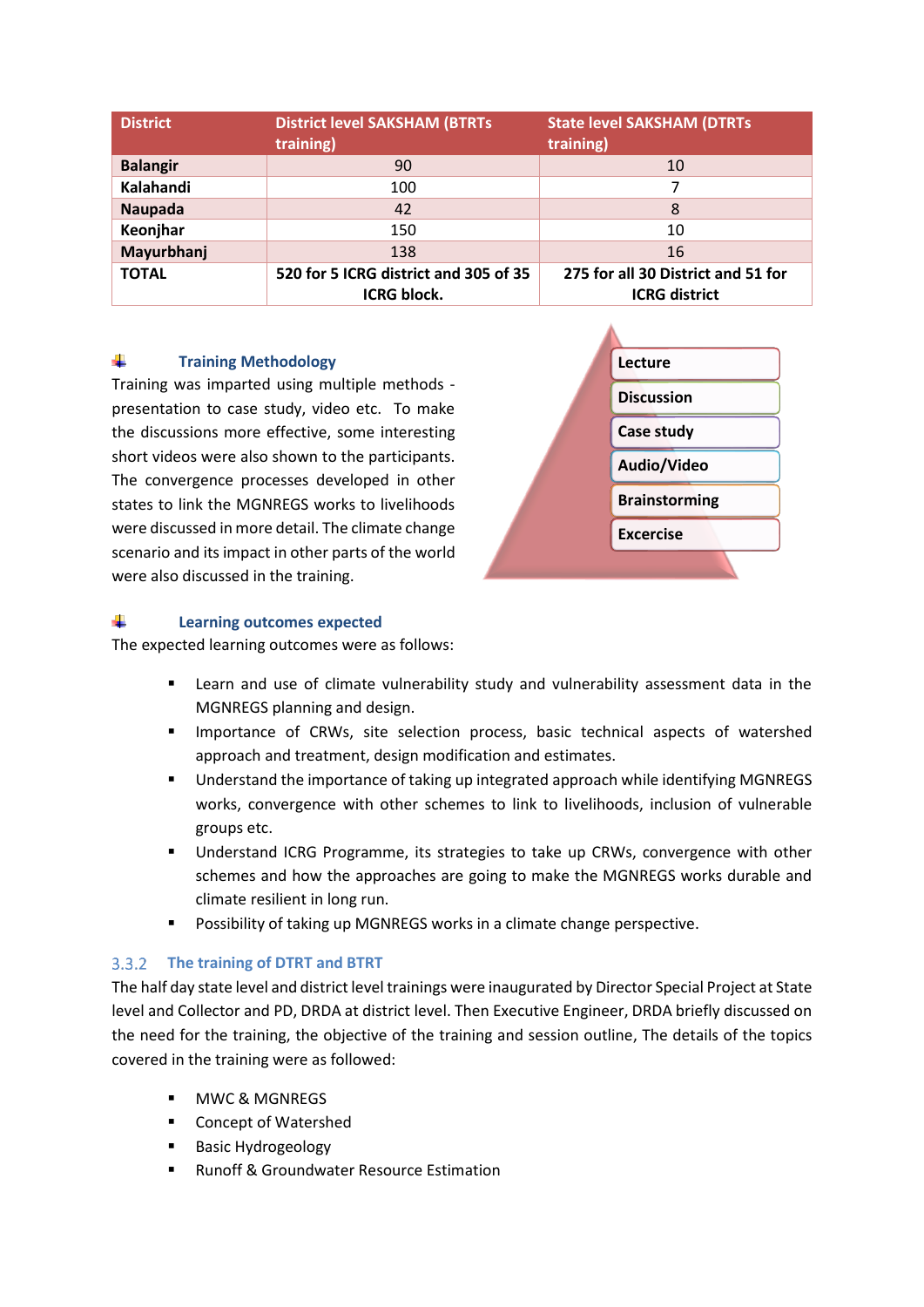| District | District level SAKSHAM (BTRTs training) | State level SAKSHAM (DTRTs training) |
|---|---|---|
| **Balangir** | 90 | 10 |
| **Kalahandi** | 100 | 7 |
| **Naupada** | 42 | 8 |
| **Keonjhar** | 150 | 10 |
| **Mayurbhanj** | 138 | 16 |
| **TOTAL** | **520 for 5 ICRG district and 305 of 35 ICRG block.** | **275 for all 30 District and 51 for ICRG district** |

### Training Methodology

Training was imparted using multiple methods - presentation to case study, video etc. To make the discussions more effective, some interesting short videos were also shown to the participants. The convergence processes developed in other states to link the MGNREGS works to livelihoods were discussed in more detail. The climate change scenario and its impact in other parts of the world were also discussed in the training.

- Lecture
- Discussion
- Case study
- Audio/Video
- Brainstorming
- Excercise

### Learning outcomes expected

The expected learning outcomes were as follows:

- Learn and use of climate vulnerability study and vulnerability assessment data in the MGNREGS planning and design.
- Importance of CRWs, site selection process, basic technical aspects of watershed approach and treatment, design modification and estimates.
- Understand the importance of taking up integrated approach while identifying MGNREGS works, convergence with other schemes to link to livelihoods, inclusion of vulnerable groups etc.
- Understand ICRG Programme, its strategies to take up CRWs, convergence with other schemes and how the approaches are going to make the MGNREGS works durable and climate resilient in long run.
- Possibility of taking up MGNREGS works in a climate change perspective.

### 3.3.2 The training of DTRT and BTRT

The half day state level and district level trainings were inaugurated by Director Special Project at State level and Collector and PD, DRDA at district level. Then Executive Engineer, DRDA briefly discussed on the need for the training, the objective of the training and session outline, The details of the topics covered in the training were as followed:

- MWC & MGNREGS
- Concept of Watershed
- Basic Hydrogeology
- Runoff & Groundwater Resource Estimation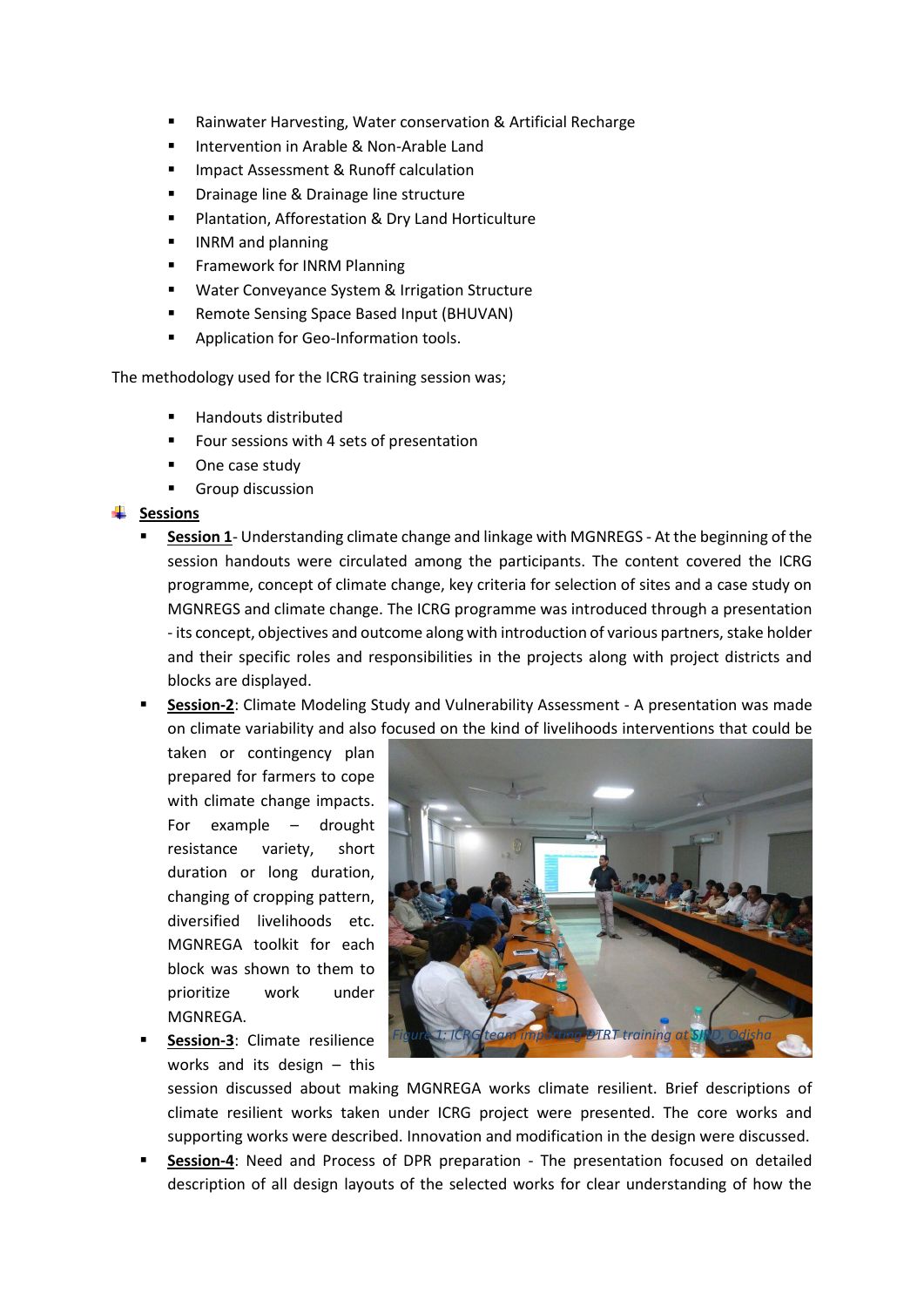- Rainwater Harvesting, Water conservation & Artificial Recharge
- Intervention in Arable & Non-Arable Land
- Impact Assessment & Runoff calculation
- Drainage line & Drainage line structure
- Plantation, Afforestation & Dry Land Horticulture
- INRM and planning
- Framework for INRM Planning
- Water Conveyance System & Irrigation Structure
- Remote Sensing Space Based Input (BHUVAN)
- Application for Geo-Information tools.

The methodology used for the ICRG training session was;

- Handouts distributed
- Four sessions with 4 sets of presentation
- One case study
- Group discussion

**Sessions**

- **Session 1**- Understanding climate change and linkage with MGNREGS - At the beginning of the session handouts were circulated among the participants. The content covered the ICRG programme, concept of climate change, key criteria for selection of sites and a case study on MGNREGS and climate change. The ICRG programme was introduced through a presentation - its concept, objectives and outcome along with introduction of various partners, stake holder and their specific roles and responsibilities in the projects along with project districts and blocks are displayed.
- **Session-2**: Climate Modeling Study and Vulnerability Assessment - A presentation was made on climate variability and also focused on the kind of livelihoods interventions that could be taken or contingency plan prepared for farmers to cope with climate change impacts. For example – drought resistance variety, short duration or long duration, changing of cropping pattern, diversified livelihoods etc. MGNREGA toolkit for each block was shown to them to prioritize work under MGNREGA.

*Figure 1: ICRG team imparting DTRT training at SIRD, Odisha*

- **Session-3**: Climate resilience works and its design – this session discussed about making MGNREGA works climate resilient. Brief descriptions of climate resilient works taken under ICRG project were presented. The core works and supporting works were described. Innovation and modification in the design were discussed.
- **Session-4**: Need and Process of DPR preparation - The presentation focused on detailed description of all design layouts of the selected works for clear understanding of how the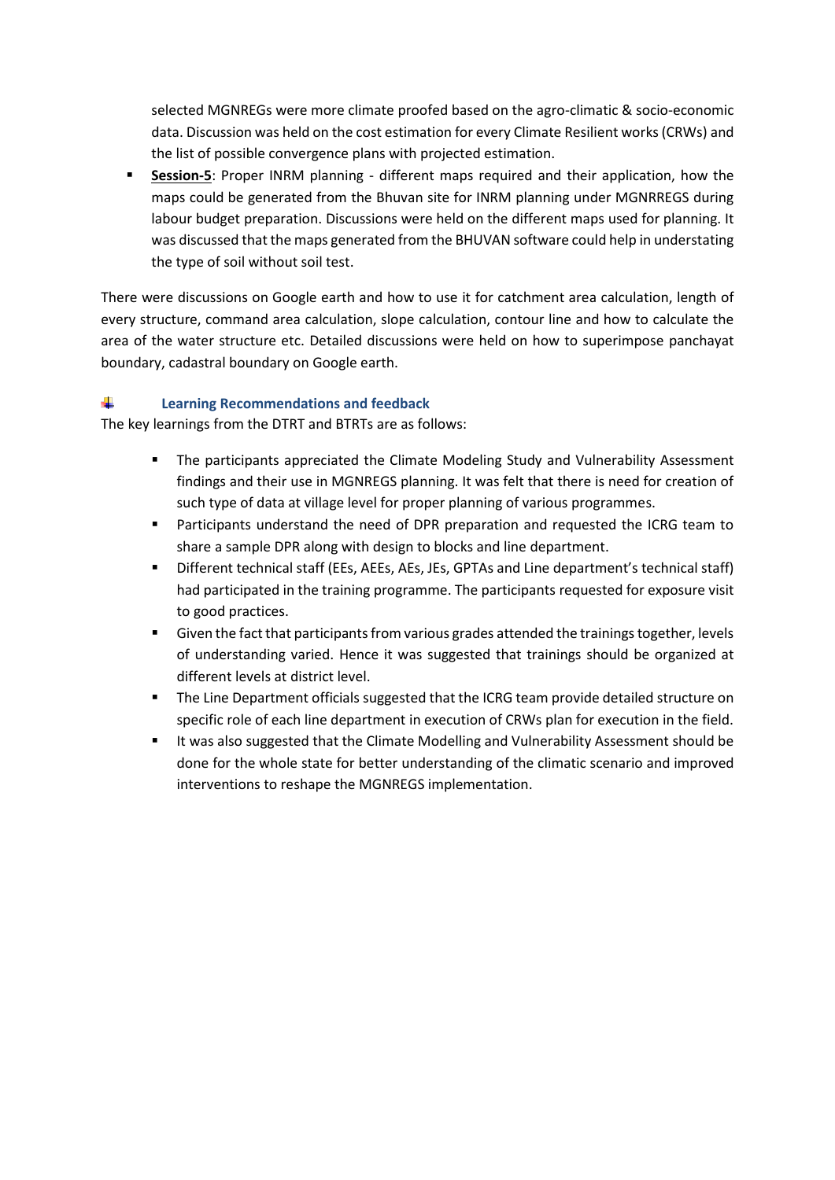selected MGNREGs were more climate proofed based on the agro-climatic & socio-economic data. Discussion was held on the cost estimation for every Climate Resilient works (CRWs) and the list of possible convergence plans with projected estimation.

- **Session-5**: Proper INRM planning - different maps required and their application, how the maps could be generated from the Bhuvan site for INRM planning under MGNRREGS during labour budget preparation. Discussions were held on the different maps used for planning. It was discussed that the maps generated from the BHUVAN software could help in understating the type of soil without soil test.

There were discussions on Google earth and how to use it for catchment area calculation, length of every structure, command area calculation, slope calculation, contour line and how to calculate the area of the water structure etc. Detailed discussions were held on how to superimpose panchayat boundary, cadastral boundary on Google earth.

## Learning Recommendations and feedback

The key learnings from the DTRT and BTRTs are as follows:

- The participants appreciated the Climate Modeling Study and Vulnerability Assessment findings and their use in MGNREGS planning. It was felt that there is need for creation of such type of data at village level for proper planning of various programmes.
- Participants understand the need of DPR preparation and requested the ICRG team to share a sample DPR along with design to blocks and line department.
- Different technical staff (EEs, AEEs, AEs, JEs, GPTAs and Line department's technical staff) had participated in the training programme. The participants requested for exposure visit to good practices.
- Given the fact that participants from various grades attended the trainings together, levels of understanding varied. Hence it was suggested that trainings should be organized at different levels at district level.
- The Line Department officials suggested that the ICRG team provide detailed structure on specific role of each line department in execution of CRWs plan for execution in the field.
- It was also suggested that the Climate Modelling and Vulnerability Assessment should be done for the whole state for better understanding of the climatic scenario and improved interventions to reshape the MGNREGS implementation.